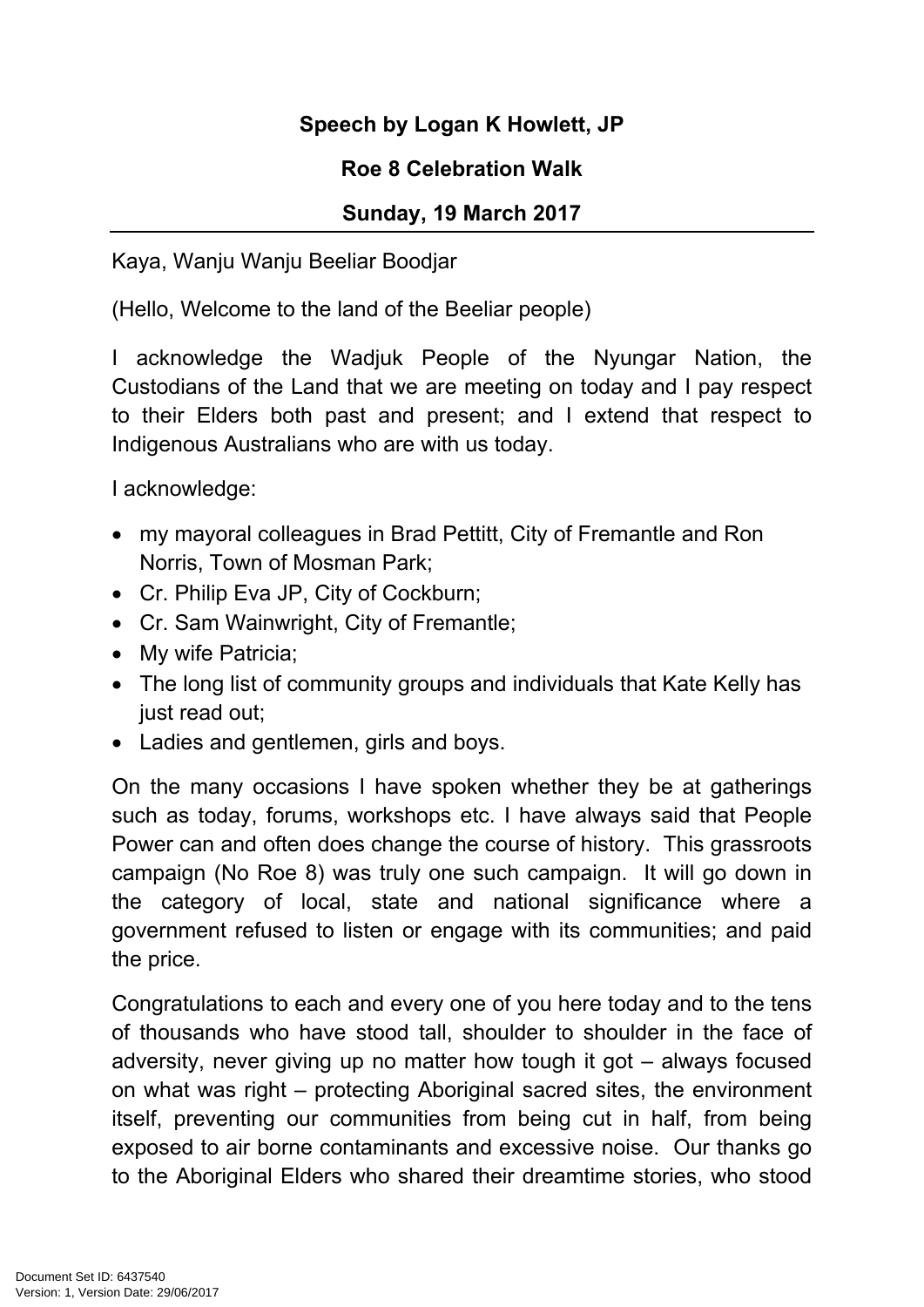**Speech by Logan K Howlett, JP**

**Roe 8 Celebration Walk**

**Sunday, 19 March 2017**

---

Kaya, Wanju Wanju Beeliar Boodjar

(Hello, Welcome to the land of the Beeliar people)

I acknowledge the Wadjuk People of the Nyungar Nation, the Custodians of the Land that we are meeting on today and I pay respect to their Elders both past and present; and I extend that respect to Indigenous Australians who are with us today.

I acknowledge:

- my mayoral colleagues in Brad Pettitt, City of Fremantle and Ron Norris, Town of Mosman Park;
- Cr. Philip Eva JP, City of Cockburn;
- Cr. Sam Wainwright, City of Fremantle;
- My wife Patricia;
- The long list of community groups and individuals that Kate Kelly has just read out;
- Ladies and gentlemen, girls and boys.

On the many occasions I have spoken whether they be at gatherings such as today, forums, workshops etc. I have always said that People Power can and often does change the course of history. This grassroots campaign (No Roe 8) was truly one such campaign. It will go down in the category of local, state and national significance where a government refused to listen or engage with its communities; and paid the price.

Congratulations to each and every one of you here today and to the tens of thousands who have stood tall, shoulder to shoulder in the face of adversity, never giving up no matter how tough it got – always focused on what was right – protecting Aboriginal sacred sites, the environment itself, preventing our communities from being cut in half, from being exposed to air borne contaminants and excessive noise. Our thanks go to the Aboriginal Elders who shared their dreamtime stories, who stood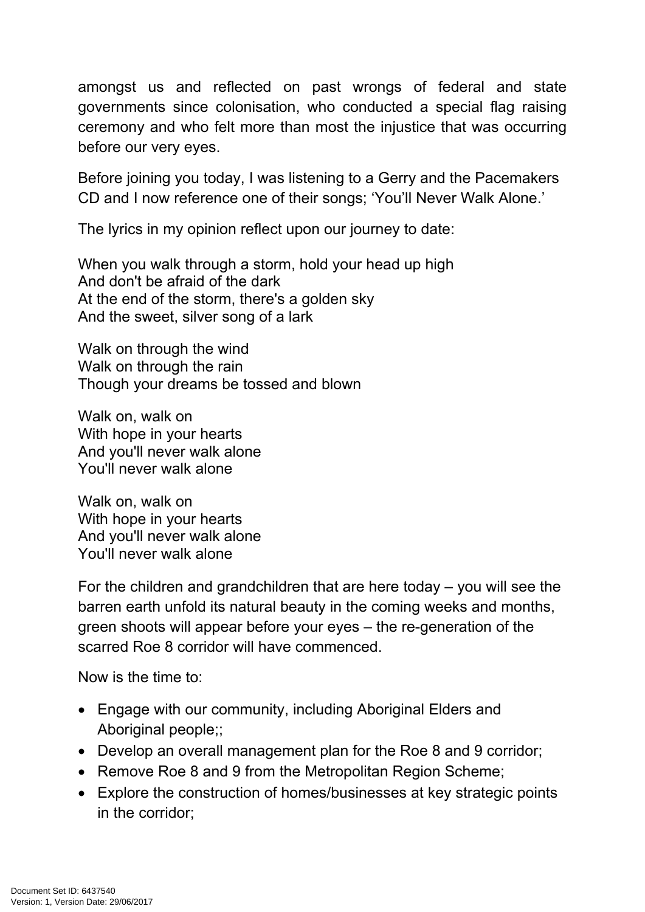amongst us and reflected on past wrongs of federal and state governments since colonisation, who conducted a special flag raising ceremony and who felt more than most the injustice that was occurring before our very eyes.

Before joining you today, I was listening to a Gerry and the Pacemakers CD and I now reference one of their songs; 'You'll Never Walk Alone.'

The lyrics in my opinion reflect upon our journey to date:

When you walk through a storm, hold your head up high  
And don't be afraid of the dark  
At the end of the storm, there's a golden sky  
And the sweet, silver song of a lark

Walk on through the wind  
Walk on through the rain  
Though your dreams be tossed and blown

Walk on, walk on  
With hope in your hearts  
And you'll never walk alone  
You'll never walk alone

Walk on, walk on  
With hope in your hearts  
And you'll never walk alone  
You'll never walk alone

For the children and grandchildren that are here today – you will see the barren earth unfold its natural beauty in the coming weeks and months, green shoots will appear before your eyes – the re-generation of the scarred Roe 8 corridor will have commenced.

Now is the time to:

- Engage with our community, including Aboriginal Elders and Aboriginal people;;
- Develop an overall management plan for the Roe 8 and 9 corridor;
- Remove Roe 8 and 9 from the Metropolitan Region Scheme;
- Explore the construction of homes/businesses at key strategic points in the corridor;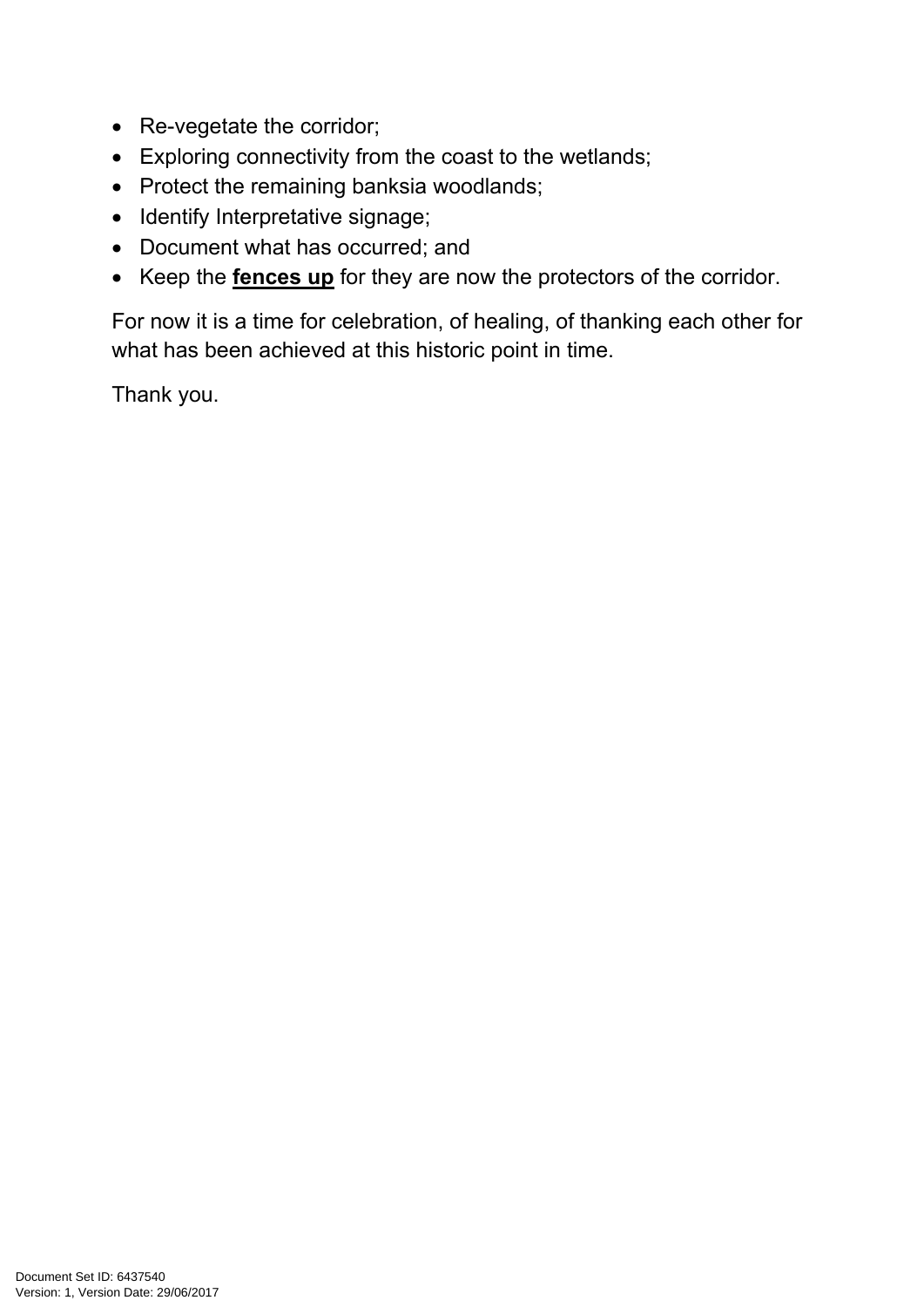- Re-vegetate the corridor;
- Exploring connectivity from the coast to the wetlands;
- Protect the remaining banksia woodlands;
- Identify Interpretative signage;
- Document what has occurred; and
- Keep the <u>**fences up**</u> for they are now the protectors of the corridor.

For now it is a time for celebration, of healing, of thanking each other for what has been achieved at this historic point in time.

Thank you.